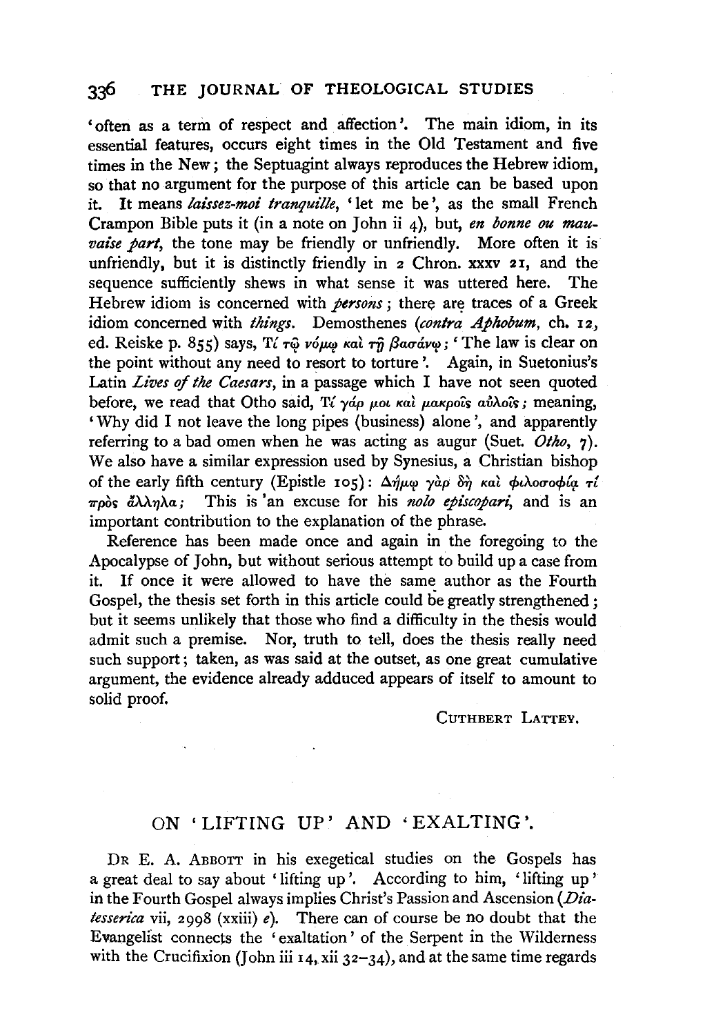'often as a term of respect and affection'. The main idiom, in its essential features, occurs eight times in the Old Testament and five times in the New; the Septuagint always reproduces the Hebrew idiom, so that no argument for the purpose of this article can be based upon it. It means *laissez-moi tranquille*, 'let me be', as the small French Crampon Bible puts it (in a note on John ii 4), but, *en bonne ou mauvaise part*, the tone may be friendly or unfriendly. More often it is unfriendly, but it is distinctly friendly in 2 Chron. xxxv 21, and the sequence sufficiently shews in what sense it was uttered here. The Hebrew idiom is concerned with *persons*; there are traces of a Greek idiom concerned with *things*. Demosthenes (*contra Aphobum*, ch. 12, ed. Reiske p. 855) says, Τί τῷ νόμῳ καὶ τῇ βασάνῳ; 'The law is clear on the point without any need to resort to torture'. Again, in Suetonius's Latin *Lives of the Caesars*, in a passage which I have not seen quoted before, we read that Otho said, Τί γάρ μοι καὶ μακροῖς αὐλοῖς; meaning, 'Why did I not leave the long pipes (business) alone', and apparently referring to a bad omen when he was acting as augur (Suet. *Otho*, 7). We also have a similar expression used by Synesius, a Christian bishop of the early fifth century (Epistle 105): Δήμῳ γὰρ δὴ καὶ φιλοσοφίᾳ τί πρὸς ἄλληλα; This is an excuse for his *nolo episcopari*, and is an important contribution to the explanation of the phrase.

Reference has been made once and again in the foregoing to the Apocalypse of John, but without serious attempt to build up a case from it. If once it were allowed to have the same author as the Fourth Gospel, the thesis set forth in this article could be greatly strengthened; but it seems unlikely that those who find a difficulty in the thesis would admit such a premise. Nor, truth to tell, does the thesis really need such support; taken, as was said at the outset, as one great cumulative argument, the evidence already adduced appears of itself to amount to solid proof.

CUTHBERT LATTEY.

## ON 'LIFTING UP' AND 'EXALTING'.

DR E. A. ABBOTT in his exegetical studies on the Gospels has a great deal to say about 'lifting up'. According to him, 'lifting up' in the Fourth Gospel always implies Christ's Passion and Ascension (*Diatesserica* vii, 2998 (xxiii) *e*). There can of course be no doubt that the Evangelist connects the 'exaltation' of the Serpent in the Wilderness with the Crucifixion (John iii 14, xii 32–34), and at the same time regards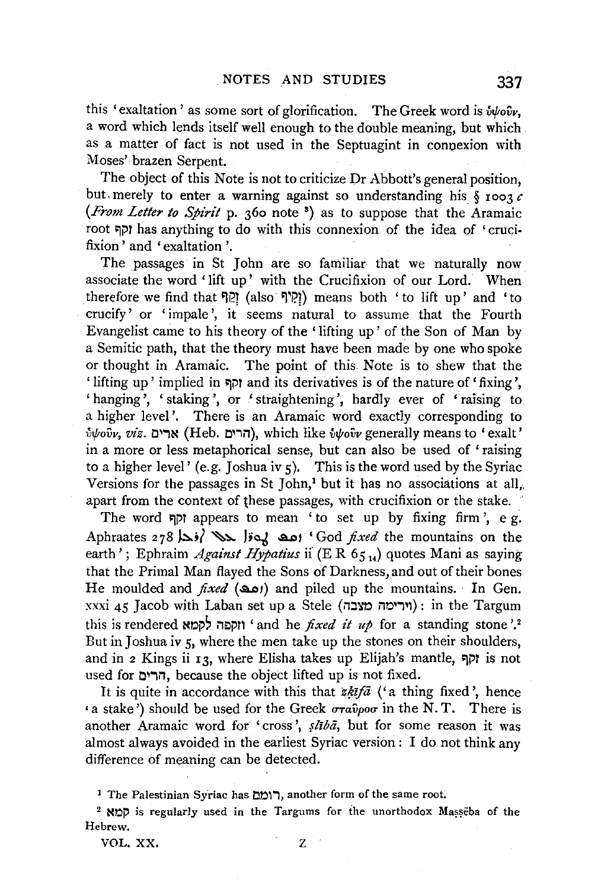this 'exaltation' as some sort of glorification. The Greek word is ὑψοῦν, a word which lends itself well enough to the double meaning, but which as a matter of fact is not used in the Septuagint in connexion with Moses' brazen Serpent.

The object of this Note is not to criticize Dr Abbott's general position, but merely to enter a warning against so understanding his § 1003 *c* (*From Letter to Spirit* p. 360 note [3]) as to suppose that the Aramaic root זקף has anything to do with this connexion of the idea of 'crucifixion' and 'exaltation'.

The passages in St John are so familiar that we naturally now associate the word 'lift up' with the Crucifixion of our Lord. When therefore we find that זְקַף (also זְקִיף) means both 'to lift up' and 'to crucify' or 'impale', it seems natural to assume that the Fourth Evangelist came to his theory of the 'lifting up' of the Son of Man by a Semitic path, that the theory must have been made by one who spoke or thought in Aramaic. The point of this Note is to shew that the 'lifting up' implied in זקף and its derivatives is of the nature of 'fixing', 'hanging', 'staking', or 'straightening', hardly ever of 'raising to a higher level'. There is an Aramaic word exactly corresponding to ὑψοῦν, *viz.* ארים (Heb. הרים), which like ὑψοῦν generally means to 'exalt' in a more or less metaphorical sense, but can also be used of 'raising to a higher level' (e.g. Joshua iv 5). This is the word used by the Syriac Versions for the passages in St John,[1] but it has no associations at all, apart from the context of these passages, with crucifixion or the stake.

The word זקף appears to mean 'to set up by fixing firm', e g. Aphraates 278 ܙܩܦ ܛܘܪ̈ܐ ܥܠ ܐܪܥܐ 'God *fixed* the mountains on the earth'; Ephraim *Against Hypatius* ii (E R 65 [14]) quotes Mani as saying that the Primal Man flayed the Sons of Darkness, and out of their bones He moulded and *fixed* (ܙܩܦ) and piled up the mountains. In Gen. xxxi 45 Jacob with Laban set up a Stele (וירימה מצבה): in the Targum this is rendered וזקפה לקמא 'and he *fixed it up* for a standing stone'.[2] But in Joshua iv 5, where the men take up the stones on their shoulders, and in 2 Kings ii 13, where Elisha takes up Elijah's mantle, זקף is not used for הרים, because the object lifted up is not fixed.

It is quite in accordance with this that *zkīfā* ('a thing fixed', hence 'a stake') should be used for the Greek σταυρος in the N. T. There is another Aramaic word for 'cross', *ṣlībā*, but for some reason it was almost always avoided in the earliest Syriac version: I do not think any difference of meaning can be detected.

[1] The Palestinian Syriac has רומם, another form of the same root.

[2] קמא is regularly used in the Targums for the unorthodox Maṣṣēba of the Hebrew.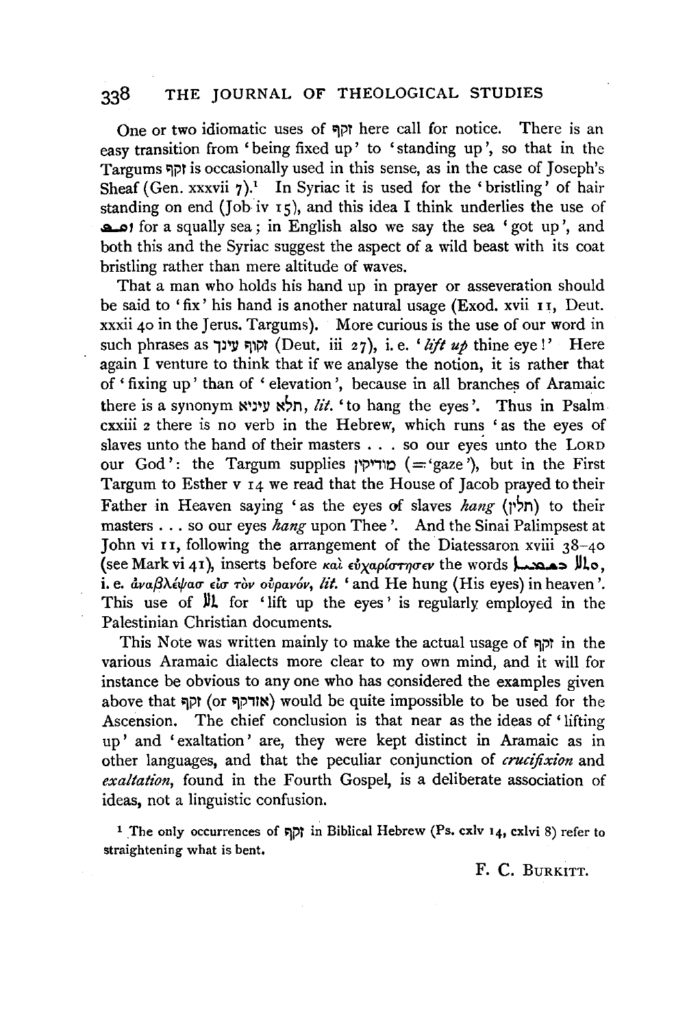One or two idiomatic uses of זקף here call for notice. There is an easy transition from 'being fixed up' to 'standing up', so that in the Targums זקף is occasionally used in this sense, as in the case of Joseph's Sheaf (Gen. xxxvii 7).[1] In Syriac it is used for the 'bristling' of hair standing on end (Job iv 15), and this idea I think underlies the use of ܙܩܦ for a squally sea; in English also we say the sea 'got up', and both this and the Syriac suggest the aspect of a wild beast with its coat bristling rather than mere altitude of waves.

That a man who holds his hand up in prayer or asseveration should be said to 'fix' his hand is another natural usage (Exod. xvii 11, Deut. xxxii 40 in the Jerus. Targums). More curious is the use of our word in such phrases as זקוף עינך (Deut. iii 27), i. e. '*lift up* thine eye!' Here again I venture to think that if we analyse the notion, it is rather that of 'fixing up' than of 'elevation', because in all branches of Aramaic there is a synonym תלא עיניא, *lit.* 'to hang the eyes'. Thus in Psalm cxxiii 2 there is no verb in the Hebrew, which runs 'as the eyes of slaves unto the hand of their masters . . . so our eyes unto the LORD our God': the Targum supplies מודיקין (='gaze'), but in the First Targum to Esther v 14 we read that the House of Jacob prayed to their Father in Heaven saying 'as the eyes of slaves *hang* (תלין) to their masters . . . so our eyes *hang* upon Thee'. And the Sinai Palimpsest at John vi 11, following the arrangement of the Diatessaron xviii 38–40 (see Mark vi 41), inserts before καὶ εὐχαρίστησεν the words ܘܬܠܐ ܒܫܡܝܐ, i. e. ἀναβλέψας εἰς τὸν οὐρανόν, *lit.* 'and He hung (His eyes) in heaven'. This use of ܬܠܐ for 'lift up the eyes' is regularly employed in the Palestinian Christian documents.

This Note was written mainly to make the actual usage of זקף in the various Aramaic dialects more clear to my own mind, and it will for instance be obvious to any one who has considered the examples given above that זקף (or אזדקף) would be quite impossible to be used for the Ascension. The chief conclusion is that near as the ideas of 'lifting up' and 'exaltation' are, they were kept distinct in Aramaic as in other languages, and that the peculiar conjunction of *crucifixion* and *exaltation*, found in the Fourth Gospel, is a deliberate association of ideas, not a linguistic confusion.

[1] The only occurrences of זקף in Biblical Hebrew (Ps. cxlv 14, cxlvi 8) refer to straightening what is bent.

F. C. BURKITT.